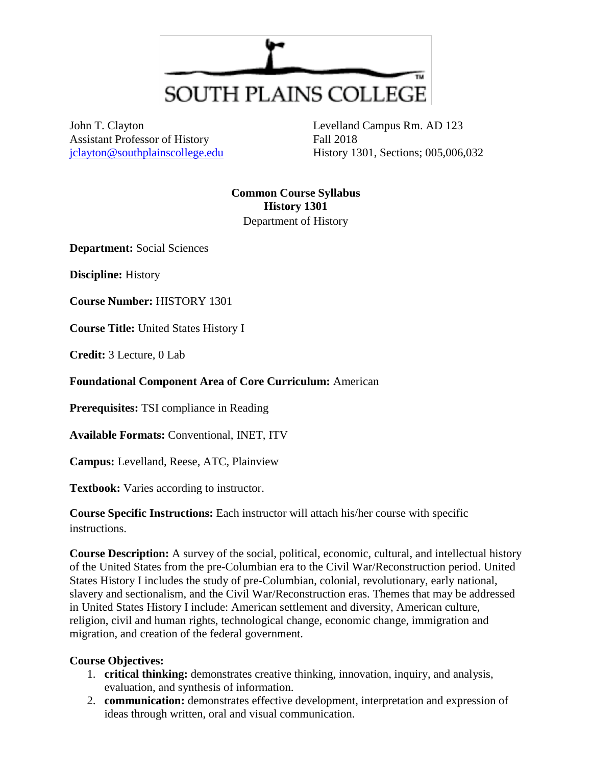SOUTH PLAINS COLLEGE

John T. Clayton
Assistant Professor of History
jclayton@southplainscollege.edu

Levelland Campus Rm. AD 123
Fall 2018
History 1301, Sections; 005,006,032

**Common Course Syllabus**
**History 1301**
Department of History

**Department:** Social Sciences

**Discipline:** History

**Course Number:** HISTORY 1301

**Course Title:** United States History I

**Credit:** 3 Lecture, 0 Lab

**Foundational Component Area of Core Curriculum:** American

**Prerequisites:** TSI compliance in Reading

**Available Formats:** Conventional, INET, ITV

**Campus:** Levelland, Reese, ATC, Plainview

**Textbook:** Varies according to instructor.

**Course Specific Instructions:** Each instructor will attach his/her course with specific instructions.

**Course Description:** A survey of the social, political, economic, cultural, and intellectual history of the United States from the pre-Columbian era to the Civil War/Reconstruction period. United States History I includes the study of pre-Columbian, colonial, revolutionary, early national, slavery and sectionalism, and the Civil War/Reconstruction eras. Themes that may be addressed in United States History I include: American settlement and diversity, American culture, religion, civil and human rights, technological change, economic change, immigration and migration, and creation of the federal government.

**Course Objectives:**

1. **critical thinking:** demonstrates creative thinking, innovation, inquiry, and analysis, evaluation, and synthesis of information.
2. **communication:** demonstrates effective development, interpretation and expression of ideas through written, oral and visual communication.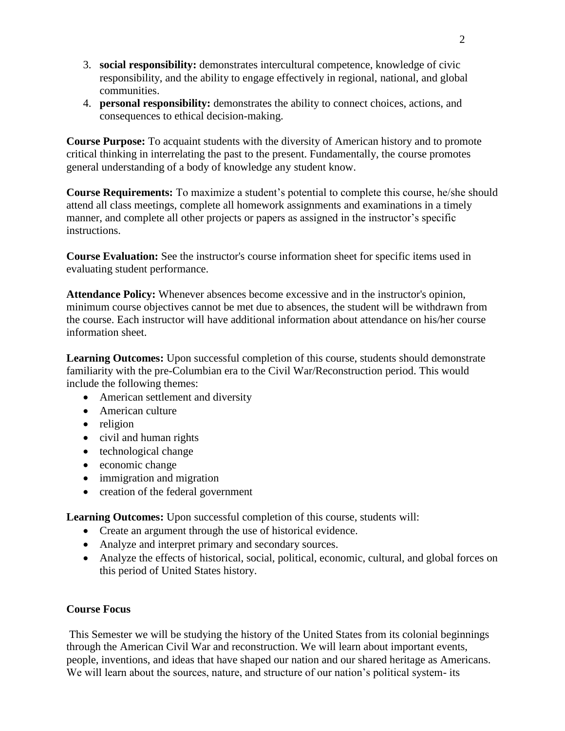3. **social responsibility:** demonstrates intercultural competence, knowledge of civic responsibility, and the ability to engage effectively in regional, national, and global communities.
4. **personal responsibility:** demonstrates the ability to connect choices, actions, and consequences to ethical decision-making.

**Course Purpose:** To acquaint students with the diversity of American history and to promote critical thinking in interrelating the past to the present. Fundamentally, the course promotes general understanding of a body of knowledge any student know.

**Course Requirements:** To maximize a student's potential to complete this course, he/she should attend all class meetings, complete all homework assignments and examinations in a timely manner, and complete all other projects or papers as assigned in the instructor's specific instructions.

**Course Evaluation:** See the instructor's course information sheet for specific items used in evaluating student performance.

**Attendance Policy:** Whenever absences become excessive and in the instructor's opinion, minimum course objectives cannot be met due to absences, the student will be withdrawn from the course. Each instructor will have additional information about attendance on his/her course information sheet.

**Learning Outcomes:** Upon successful completion of this course, students should demonstrate familiarity with the pre-Columbian era to the Civil War/Reconstruction period. This would include the following themes:

- American settlement and diversity
- American culture
- religion
- civil and human rights
- technological change
- economic change
- immigration and migration
- creation of the federal government

**Learning Outcomes:** Upon successful completion of this course, students will:

- Create an argument through the use of historical evidence.
- Analyze and interpret primary and secondary sources.
- Analyze the effects of historical, social, political, economic, cultural, and global forces on this period of United States history.

**Course Focus**

This Semester we will be studying the history of the United States from its colonial beginnings through the American Civil War and reconstruction. We will learn about important events, people, inventions, and ideas that have shaped our nation and our shared heritage as Americans. We will learn about the sources, nature, and structure of our nation's political system- its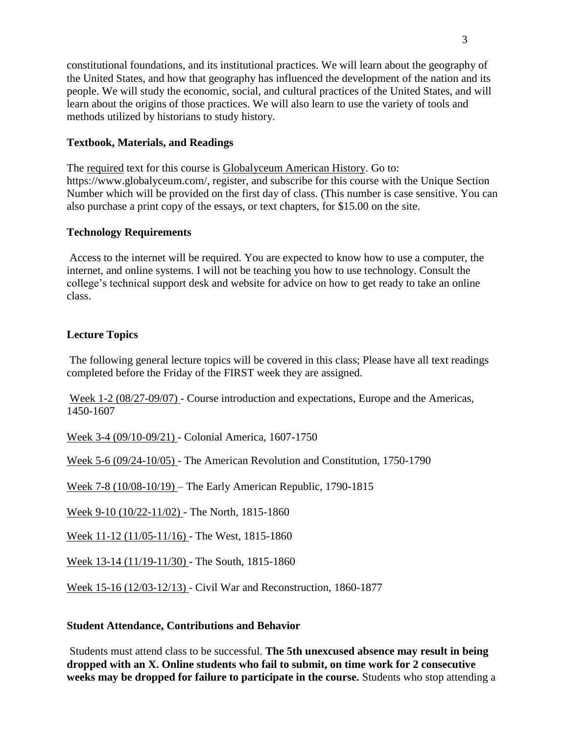constitutional foundations, and its institutional practices. We will learn about the geography of the United States, and how that geography has influenced the development of the nation and its people. We will study the economic, social, and cultural practices of the United States, and will learn about the origins of those practices. We will also learn to use the variety of tools and methods utilized by historians to study history.

**Textbook, Materials, and Readings**

The required text for this course is Globalyceum American History. Go to: https://www.globalyceum.com/, register, and subscribe for this course with the Unique Section Number which will be provided on the first day of class. (This number is case sensitive. You can also purchase a print copy of the essays, or text chapters, for $15.00 on the site.

**Technology Requirements**

Access to the internet will be required. You are expected to know how to use a computer, the internet, and online systems. I will not be teaching you how to use technology. Consult the college's technical support desk and website for advice on how to get ready to take an online class.

**Lecture Topics**

The following general lecture topics will be covered in this class; Please have all text readings completed before the Friday of the FIRST week they are assigned.

Week 1-2 (08/27-09/07) - Course introduction and expectations, Europe and the Americas, 1450-1607

Week 3-4 (09/10-09/21) - Colonial America, 1607-1750

Week 5-6 (09/24-10/05) - The American Revolution and Constitution, 1750-1790

Week 7-8 (10/08-10/19) – The Early American Republic, 1790-1815

Week 9-10 (10/22-11/02) - The North, 1815-1860

Week 11-12 (11/05-11/16) - The West, 1815-1860

Week 13-14 (11/19-11/30) - The South, 1815-1860

Week 15-16 (12/03-12/13) - Civil War and Reconstruction, 1860-1877

**Student Attendance, Contributions and Behavior**

Students must attend class to be successful. **The 5th unexcused absence may result in being dropped with an X. Online students who fail to submit, on time work for 2 consecutive weeks may be dropped for failure to participate in the course.** Students who stop attending a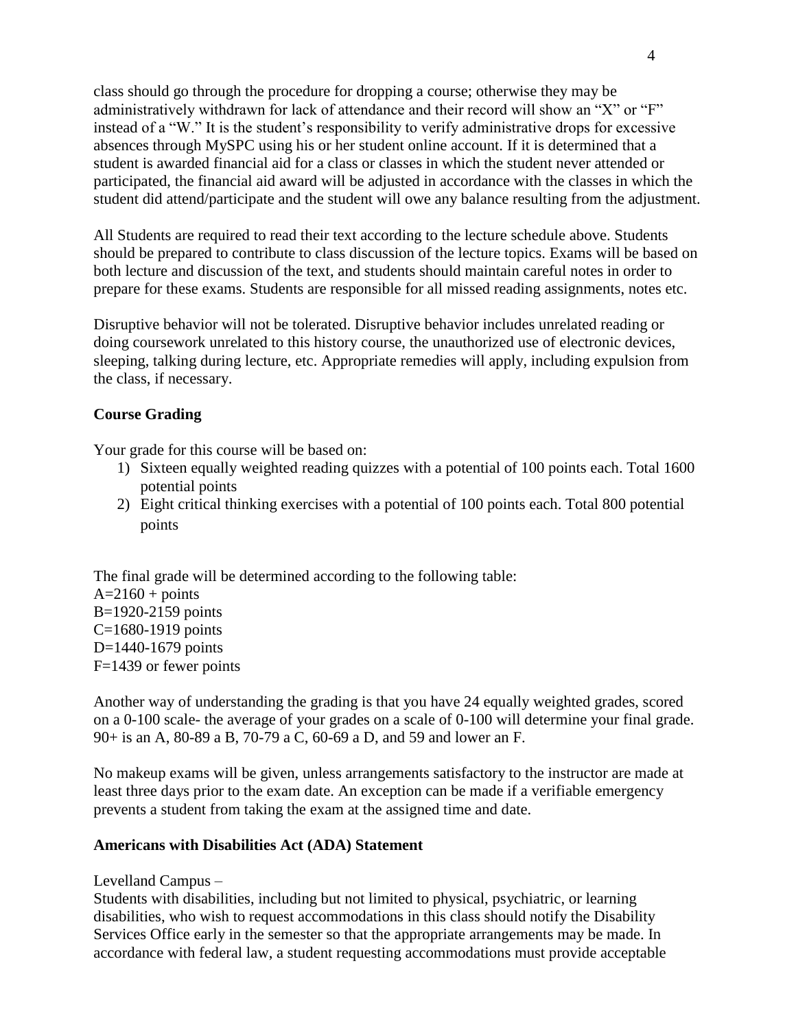class should go through the procedure for dropping a course; otherwise they may be administratively withdrawn for lack of attendance and their record will show an "X" or "F" instead of a "W." It is the student's responsibility to verify administrative drops for excessive absences through MySPC using his or her student online account. If it is determined that a student is awarded financial aid for a class or classes in which the student never attended or participated, the financial aid award will be adjusted in accordance with the classes in which the student did attend/participate and the student will owe any balance resulting from the adjustment.

All Students are required to read their text according to the lecture schedule above. Students should be prepared to contribute to class discussion of the lecture topics. Exams will be based on both lecture and discussion of the text, and students should maintain careful notes in order to prepare for these exams. Students are responsible for all missed reading assignments, notes etc.

Disruptive behavior will not be tolerated. Disruptive behavior includes unrelated reading or doing coursework unrelated to this history course, the unauthorized use of electronic devices, sleeping, talking during lecture, etc. Appropriate remedies will apply, including expulsion from the class, if necessary.

**Course Grading**

Your grade for this course will be based on:

1) Sixteen equally weighted reading quizzes with a potential of 100 points each. Total 1600 potential points
2) Eight critical thinking exercises with a potential of 100 points each. Total 800 potential points

The final grade will be determined according to the following table:
A=2160 + points
B=1920-2159 points
C=1680-1919 points
D=1440-1679 points
F=1439 or fewer points

Another way of understanding the grading is that you have 24 equally weighted grades, scored on a 0-100 scale- the average of your grades on a scale of 0-100 will determine your final grade. 90+ is an A, 80-89 a B, 70-79 a C, 60-69 a D, and 59 and lower an F.

No makeup exams will be given, unless arrangements satisfactory to the instructor are made at least three days prior to the exam date. An exception can be made if a verifiable emergency prevents a student from taking the exam at the assigned time and date.

**Americans with Disabilities Act (ADA) Statement**

Levelland Campus –
Students with disabilities, including but not limited to physical, psychiatric, or learning disabilities, who wish to request accommodations in this class should notify the Disability Services Office early in the semester so that the appropriate arrangements may be made. In accordance with federal law, a student requesting accommodations must provide acceptable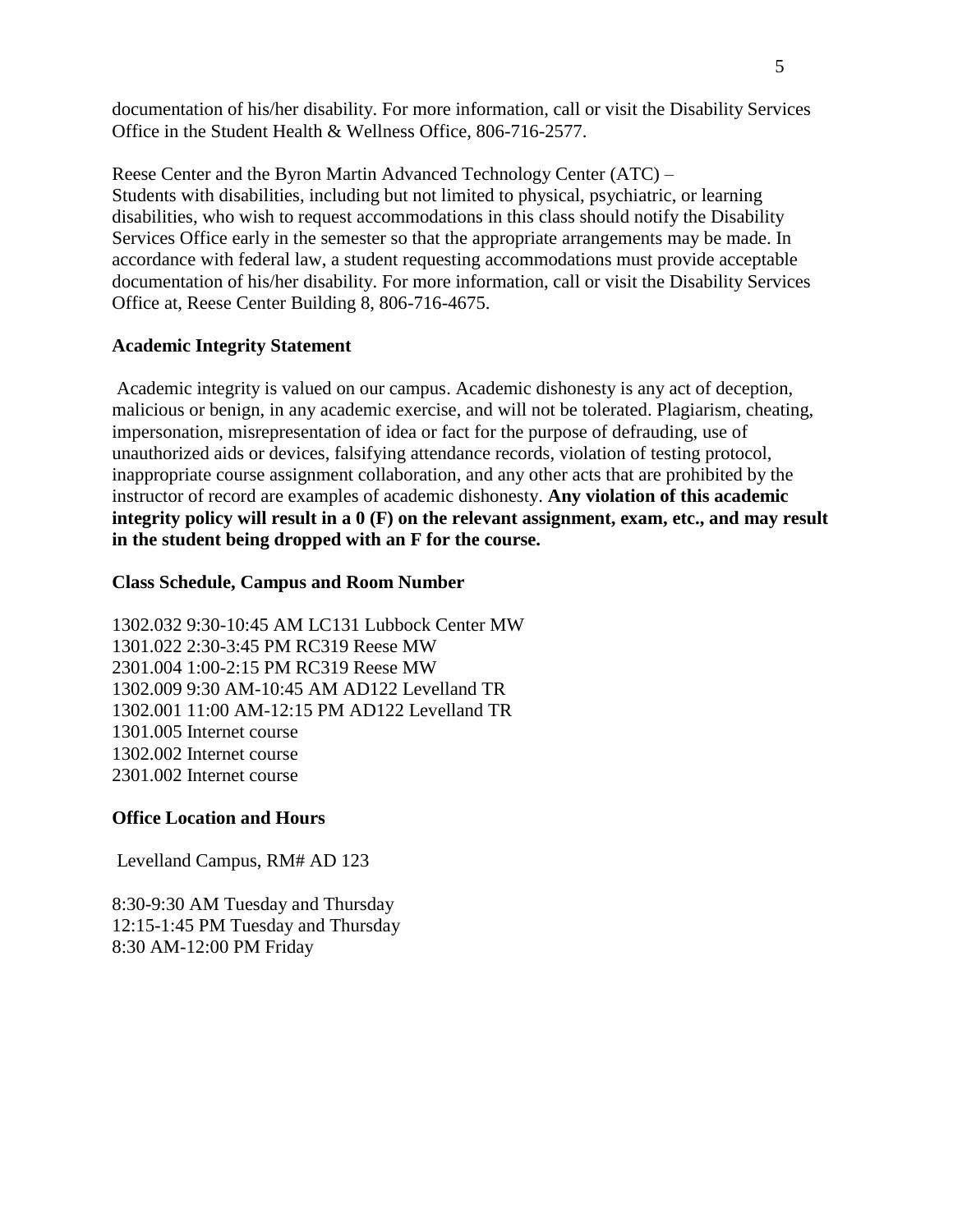documentation of his/her disability. For more information, call or visit the Disability Services Office in the Student Health & Wellness Office, 806-716-2577.

Reese Center and the Byron Martin Advanced Technology Center (ATC) –
Students with disabilities, including but not limited to physical, psychiatric, or learning disabilities, who wish to request accommodations in this class should notify the Disability Services Office early in the semester so that the appropriate arrangements may be made. In accordance with federal law, a student requesting accommodations must provide acceptable documentation of his/her disability. For more information, call or visit the Disability Services Office at, Reese Center Building 8, 806-716-4675.

**Academic Integrity Statement**

Academic integrity is valued on our campus. Academic dishonesty is any act of deception, malicious or benign, in any academic exercise, and will not be tolerated. Plagiarism, cheating, impersonation, misrepresentation of idea or fact for the purpose of defrauding, use of unauthorized aids or devices, falsifying attendance records, violation of testing protocol, inappropriate course assignment collaboration, and any other acts that are prohibited by the instructor of record are examples of academic dishonesty. **Any violation of this academic integrity policy will result in a 0 (F) on the relevant assignment, exam, etc., and may result in the student being dropped with an F for the course.**

**Class Schedule, Campus and Room Number**

1302.032 9:30-10:45 AM LC131 Lubbock Center MW
1301.022 2:30-3:45 PM RC319 Reese MW
2301.004 1:00-2:15 PM RC319 Reese MW
1302.009 9:30 AM-10:45 AM AD122 Levelland TR
1302.001 11:00 AM-12:15 PM AD122 Levelland TR
1301.005 Internet course
1302.002 Internet course
2301.002 Internet course

**Office Location and Hours**

Levelland Campus, RM# AD 123

8:30-9:30 AM Tuesday and Thursday
12:15-1:45 PM Tuesday and Thursday
8:30 AM-12:00 PM Friday